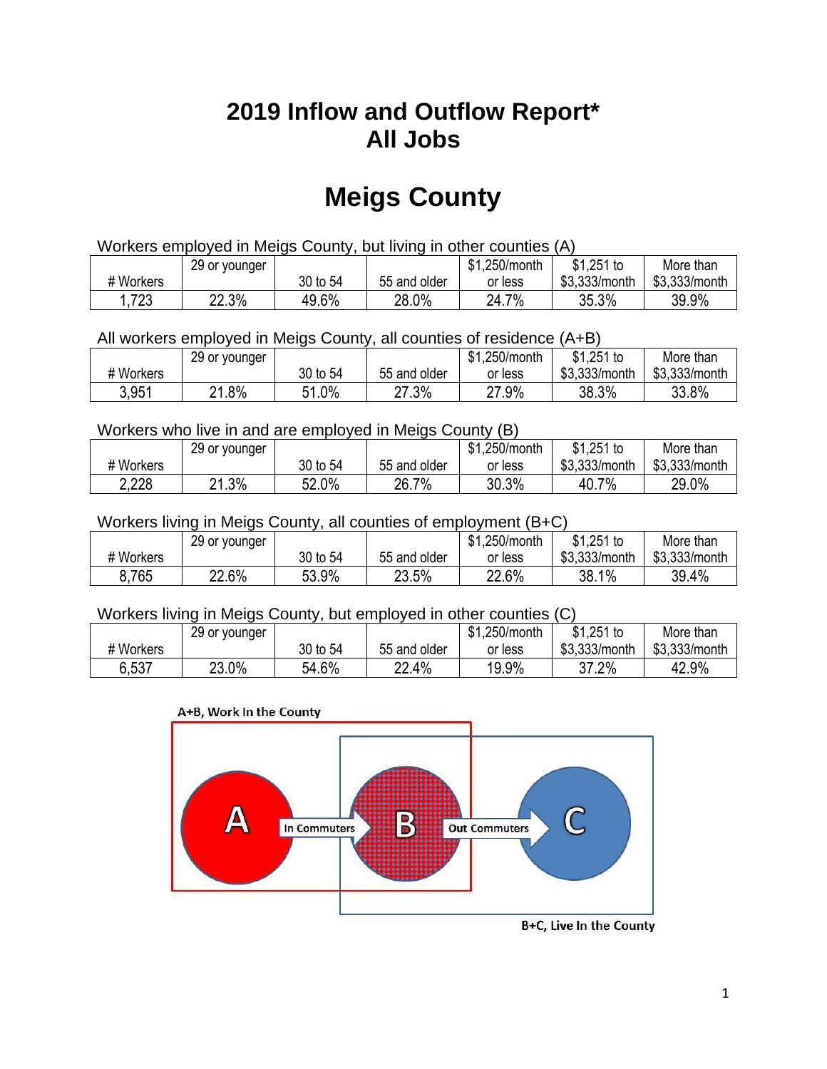# 2019 Inflow and Outflow Report*
# All Jobs

# Meigs County

Workers employed in Meigs County, but living in other counties (A)

| # Workers | 29 or younger | 30 to 54 | 55 and older | $1,250/month or less | $1,251 to $3,333/month | More than $3,333/month |
|---|---|---|---|---|---|---|
| 1,723 | 22.3% | 49.6% | 28.0% | 24.7% | 35.3% | 39.9% |

All workers employed in Meigs County, all counties of residence (A+B)

| # Workers | 29 or younger | 30 to 54 | 55 and older | $1,250/month or less | $1,251 to $3,333/month | More than $3,333/month |
|---|---|---|---|---|---|---|
| 3,951 | 21.8% | 51.0% | 27.3% | 27.9% | 38.3% | 33.8% |

Workers who live in and are employed in Meigs County (B)

| # Workers | 29 or younger | 30 to 54 | 55 and older | $1,250/month or less | $1,251 to $3,333/month | More than $3,333/month |
|---|---|---|---|---|---|---|
| 2,228 | 21.3% | 52.0% | 26.7% | 30.3% | 40.7% | 29.0% |

Workers living in Meigs County, all counties of employment (B+C)

| # Workers | 29 or younger | 30 to 54 | 55 and older | $1,250/month or less | $1,251 to $3,333/month | More than $3,333/month |
|---|---|---|---|---|---|---|
| 8,765 | 22.6% | 53.9% | 23.5% | 22.6% | 38.1% | 39.4% |

Workers living in Meigs County, but employed in other counties (C)

| # Workers | 29 or younger | 30 to 54 | 55 and older | $1,250/month or less | $1,251 to $3,333/month | More than $3,333/month |
|---|---|---|---|---|---|---|
| 6,537 | 23.0% | 54.6% | 22.4% | 19.9% | 37.2% | 42.9% |

A+B, Work In the County

A — In Commuters → B — Out Commuters → C

B+C, Live In the County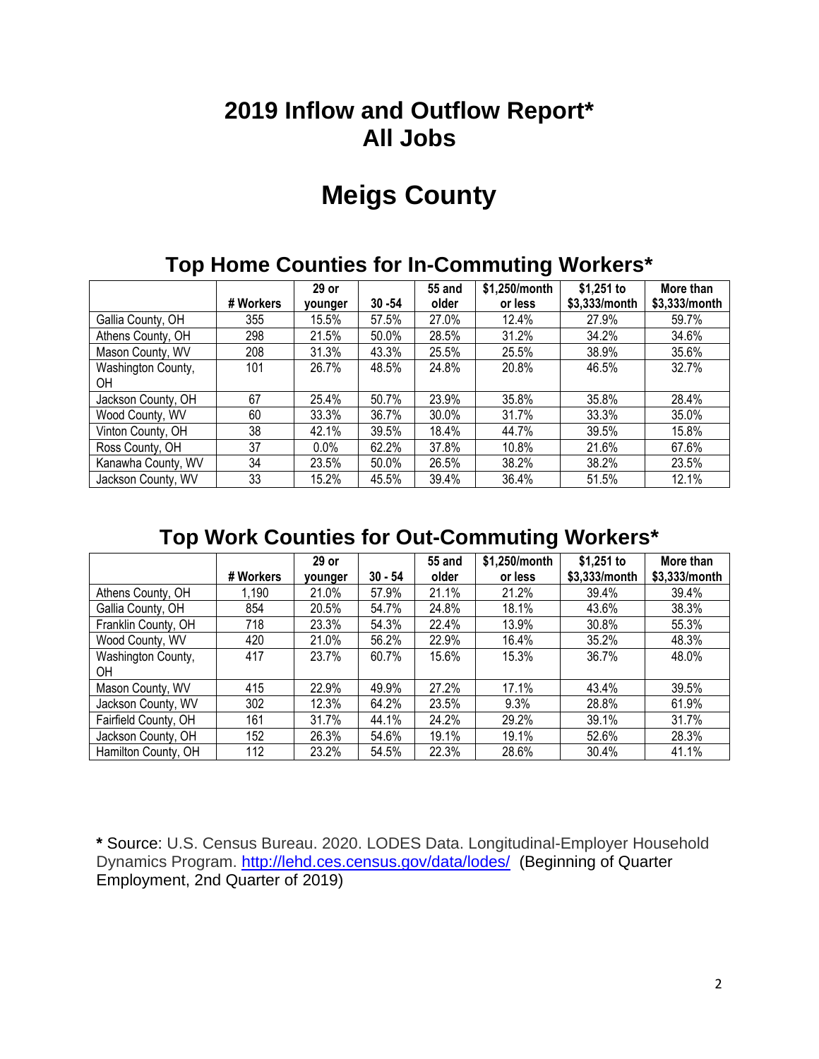# 2019 Inflow and Outflow Report*
# All Jobs

# Meigs County

## Top Home Counties for In-Commuting Workers*

| | # Workers | 29 or younger | 30 -54 | 55 and older | $1,250/month or less | $1,251 to $3,333/month | More than $3,333/month |
|---|---|---|---|---|---|---|---|
| Gallia County, OH | 355 | 15.5% | 57.5% | 27.0% | 12.4% | 27.9% | 59.7% |
| Athens County, OH | 298 | 21.5% | 50.0% | 28.5% | 31.2% | 34.2% | 34.6% |
| Mason County, WV | 208 | 31.3% | 43.3% | 25.5% | 25.5% | 38.9% | 35.6% |
| Washington County, OH | 101 | 26.7% | 48.5% | 24.8% | 20.8% | 46.5% | 32.7% |
| Jackson County, OH | 67 | 25.4% | 50.7% | 23.9% | 35.8% | 35.8% | 28.4% |
| Wood County, WV | 60 | 33.3% | 36.7% | 30.0% | 31.7% | 33.3% | 35.0% |
| Vinton County, OH | 38 | 42.1% | 39.5% | 18.4% | 44.7% | 39.5% | 15.8% |
| Ross County, OH | 37 | 0.0% | 62.2% | 37.8% | 10.8% | 21.6% | 67.6% |
| Kanawha County, WV | 34 | 23.5% | 50.0% | 26.5% | 38.2% | 38.2% | 23.5% |
| Jackson County, WV | 33 | 15.2% | 45.5% | 39.4% | 36.4% | 51.5% | 12.1% |

## Top Work Counties for Out-Commuting Workers*

| | # Workers | 29 or younger | 30 - 54 | 55 and older | $1,250/month or less | $1,251 to $3,333/month | More than $3,333/month |
|---|---|---|---|---|---|---|---|
| Athens County, OH | 1,190 | 21.0% | 57.9% | 21.1% | 21.2% | 39.4% | 39.4% |
| Gallia County, OH | 854 | 20.5% | 54.7% | 24.8% | 18.1% | 43.6% | 38.3% |
| Franklin County, OH | 718 | 23.3% | 54.3% | 22.4% | 13.9% | 30.8% | 55.3% |
| Wood County, WV | 420 | 21.0% | 56.2% | 22.9% | 16.4% | 35.2% | 48.3% |
| Washington County, OH | 417 | 23.7% | 60.7% | 15.6% | 15.3% | 36.7% | 48.0% |
| Mason County, WV | 415 | 22.9% | 49.9% | 27.2% | 17.1% | 43.4% | 39.5% |
| Jackson County, WV | 302 | 12.3% | 64.2% | 23.5% | 9.3% | 28.8% | 61.9% |
| Fairfield County, OH | 161 | 31.7% | 44.1% | 24.2% | 29.2% | 39.1% | 31.7% |
| Jackson County, OH | 152 | 26.3% | 54.6% | 19.1% | 19.1% | 52.6% | 28.3% |
| Hamilton County, OH | 112 | 23.2% | 54.5% | 22.3% | 28.6% | 30.4% | 41.1% |

**\*** Source: U.S. Census Bureau. 2020. LODES Data. Longitudinal-Employer Household Dynamics Program. http://lehd.ces.census.gov/data/lodes/ (Beginning of Quarter Employment, 2nd Quarter of 2019)